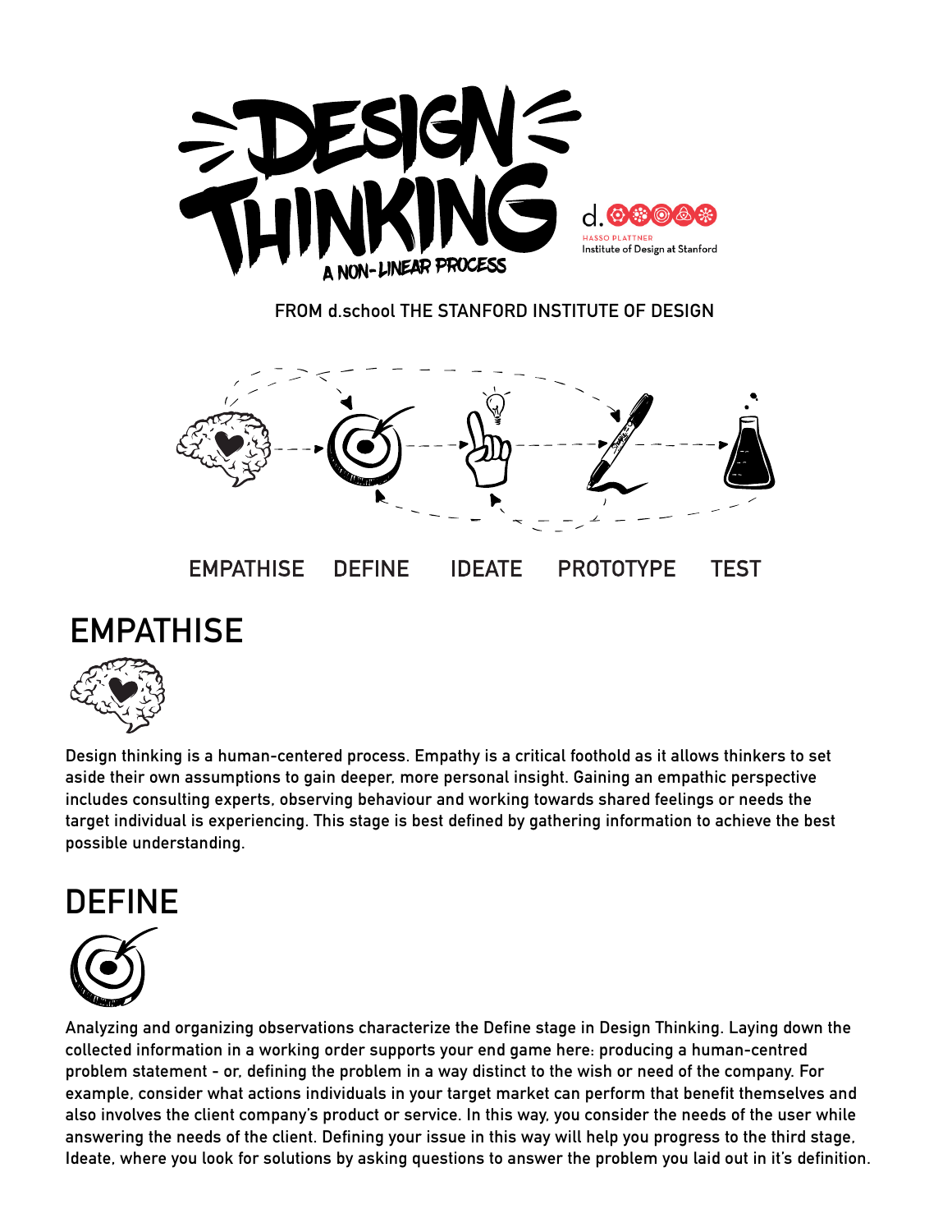# DESIGN THINKING

A NON-LINEAR PROCESS

d. HASSO PLATTNER Institute of Design at Stanford

FROM d.school THE STANFORD INSTITUTE OF DESIGN

EMPATHISE DEFINE IDEATE PROTOTYPE TEST

## EMPATHISE

Design thinking is a human-centered process. Empathy is a critical foothold as it allows thinkers to set aside their own assumptions to gain deeper, more personal insight. Gaining an empathic perspective includes consulting experts, observing behaviour and working towards shared feelings or needs the target individual is experiencing. This stage is best defined by gathering information to achieve the best possible understanding.

## DEFINE

Analyzing and organizing observations characterize the Define stage in Design Thinking. Laying down the collected information in a working order supports your end game here: producing a human-centred problem statement - or, defining the problem in a way distinct to the wish or need of the company. For example, consider what actions individuals in your target market can perform that benefit themselves and also involves the client company's product or service. In this way, you consider the needs of the user while answering the needs of the client. Defining your issue in this way will help you progress to the third stage, Ideate, where you look for solutions by asking questions to answer the problem you laid out in it's definition.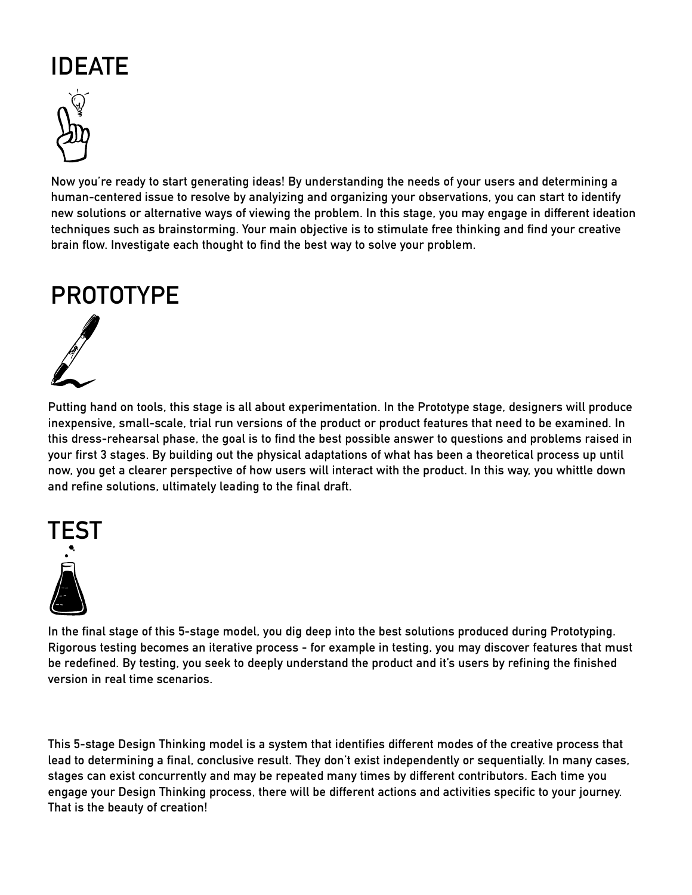# IDEATE

Now you're ready to start generating ideas! By understanding the needs of your users and determining a human-centered issue to resolve by analyizing and organizing your observations, you can start to identify new solutions or alternative ways of viewing the problem. In this stage, you may engage in different ideation techniques such as brainstorming. Your main objective is to stimulate free thinking and find your creative brain flow. Investigate each thought to find the best way to solve your problem.

# PROTOTYPE

Putting hand on tools, this stage is all about experimentation. In the Prototype stage, designers will produce inexpensive, small-scale, trial run versions of the product or product features that need to be examined. In this dress-rehearsal phase, the goal is to find the best possible answer to questions and problems raised in your first 3 stages. By building out the physical adaptations of what has been a theoretical process up until now, you get a clearer perspective of how users will interact with the product. In this way, you whittle down and refine solutions, ultimately leading to the final draft.

# TEST

In the final stage of this 5-stage model, you dig deep into the best solutions produced during Prototyping. Rigorous testing becomes an iterative process - for example in testing, you may discover features that must be redefined. By testing, you seek to deeply understand the product and it's users by refining the finished version in real time scenarios.

This 5-stage Design Thinking model is a system that identifies different modes of the creative process that lead to determining a final, conclusive result. They don't exist independently or sequentially. In many cases, stages can exist concurrently and may be repeated many times by different contributors. Each time you engage your Design Thinking process, there will be different actions and activities specific to your journey. That is the beauty of creation!